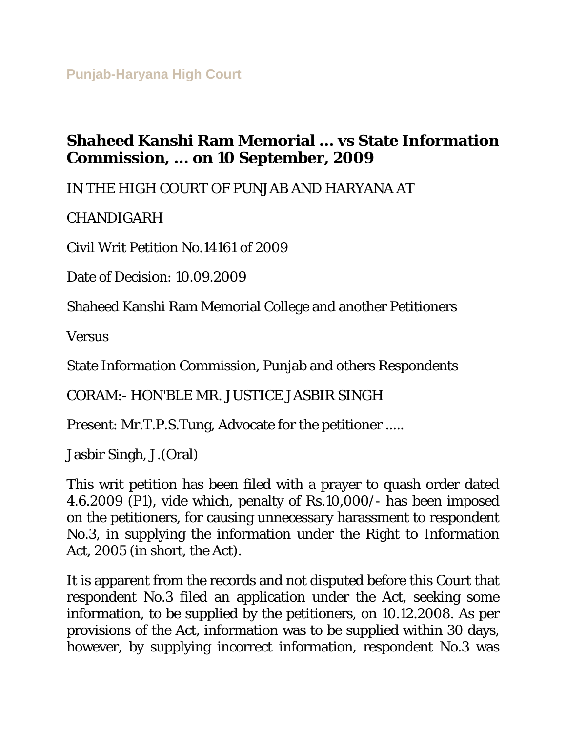Punjab-Haryana High Court

# Shaheed Kanshi Ram Memorial ... vs State Information Commission, ... on 10 September, 2009

IN THE HIGH COURT OF PUNJAB AND HARYANA AT

CHANDIGARH

Civil Writ Petition No.14161 of 2009

Date of Decision: 10.09.2009

Shaheed Kanshi Ram Memorial College and another Petitioners

Versus

State Information Commission, Punjab and others Respondents

CORAM:- HON'BLE MR. JUSTICE JASBIR SINGH

Present: Mr.T.P.S.Tung, Advocate for the petitioner .....

Jasbir Singh, J.(Oral)

This writ petition has been filed with a prayer to quash order dated 4.6.2009 (P1), vide which, penalty of Rs.10,000/- has been imposed on the petitioners, for causing unnecessary harassment to respondent No.3, in supplying the information under the Right to Information Act, 2005 (in short, the Act).

It is apparent from the records and not disputed before this Court that respondent No.3 filed an application under the Act, seeking some information, to be supplied by the petitioners, on 10.12.2008. As per provisions of the Act, information was to be supplied within 30 days, however, by supplying incorrect information, respondent No.3 was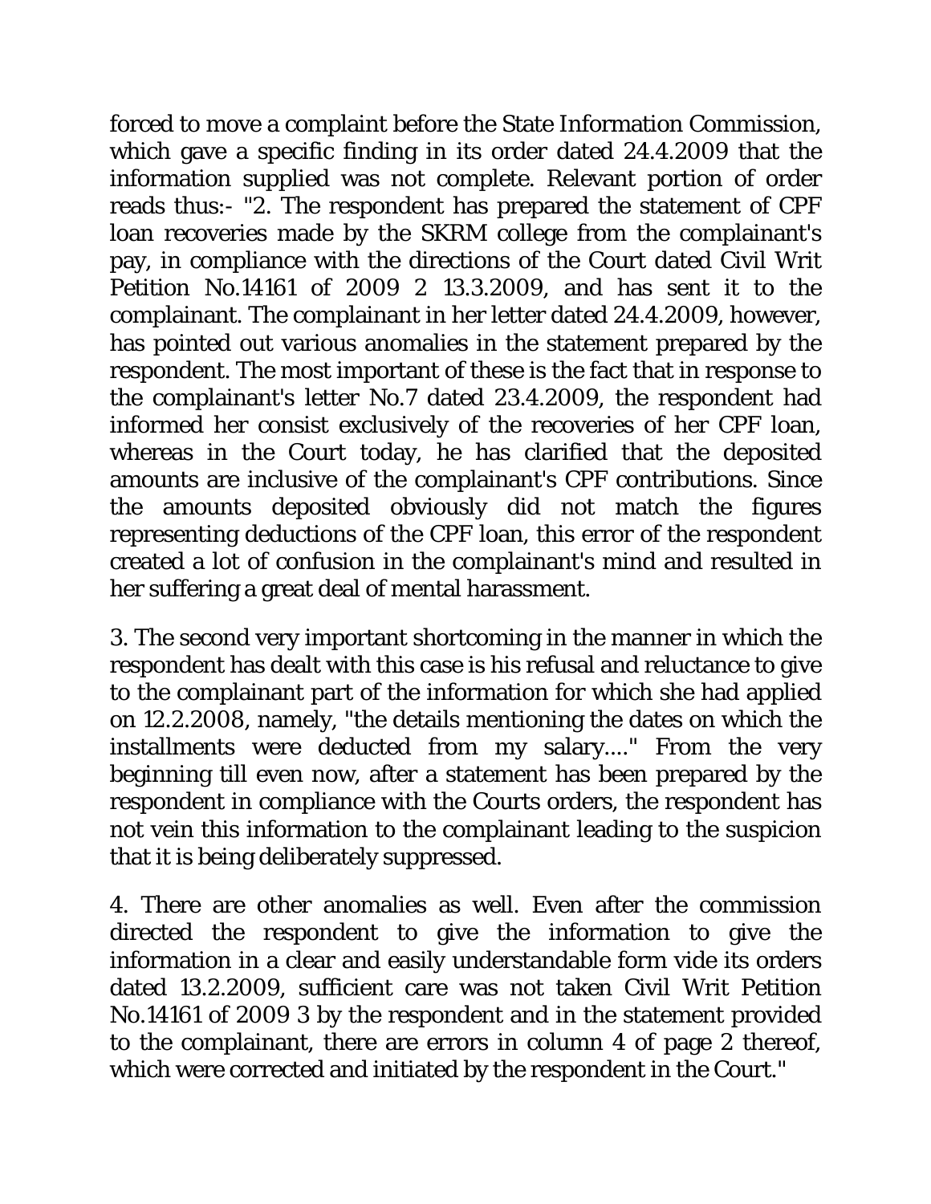forced to move a complaint before the State Information Commission, which gave a specific finding in its order dated 24.4.2009 that the information supplied was not complete. Relevant portion of order reads thus:- "2. The respondent has prepared the statement of CPF loan recoveries made by the SKRM college from the complainant's pay, in compliance with the directions of the Court dated 13.3.2009, and has sent it to the complainant. The complainant in her letter dated 24.4.2009, however, has pointed out various anomalies in the statement prepared by the respondent. The most important of these is the fact that in response to the complainant's letter No.7 dated 23.4.2009, the respondent had informed her consist exclusively of the recoveries of her CPF loan, whereas in the Court today, he has clarified that the deposited amounts are inclusive of the complainant's CPF contributions. Since the amounts deposited obviously did not match the figures representing deductions of the CPF loan, this error of the respondent created a lot of confusion in the complainant's mind and resulted in her suffering a great deal of mental harassment.

3. The second very important shortcoming in the manner in which the respondent has dealt with this case is his refusal and reluctance to give to the complainant part of the information for which she had applied on 12.2.2008, namely, "the details mentioning the dates on which the installments were deducted from my salary...." From the very beginning till even now, after a statement has been prepared by the respondent in compliance with the Courts orders, the respondent has not vein this information to the complainant leading to the suspicion that it is being deliberately suppressed.

4. There are other anomalies as well. Even after the commission directed the respondent to give the information to give the information in a clear and easily understandable form vide its orders dated 13.2.2009, sufficient care was not taken by the respondent and in the statement provided to the complainant, there are errors in column 4 of page 2 thereof, which were corrected and initiated by the respondent in the Court."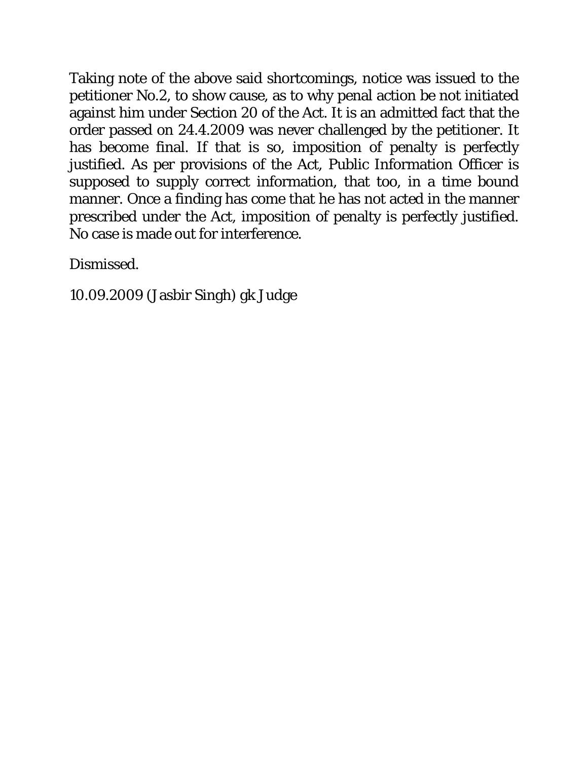Taking note of the above said shortcomings, notice was issued to the petitioner No.2, to show cause, as to why penal action be not initiated against him under Section 20 of the Act. It is an admitted fact that the order passed on 24.4.2009 was never challenged by the petitioner. It has become final. If that is so, imposition of penalty is perfectly justified. As per provisions of the Act, Public Information Officer is supposed to supply correct information, that too, in a time bound manner. Once a finding has come that he has not acted in the manner prescribed under the Act, imposition of penalty is perfectly justified. No case is made out for interference.

Dismissed.

10.09.2009 (Jasbir Singh) gk Judge